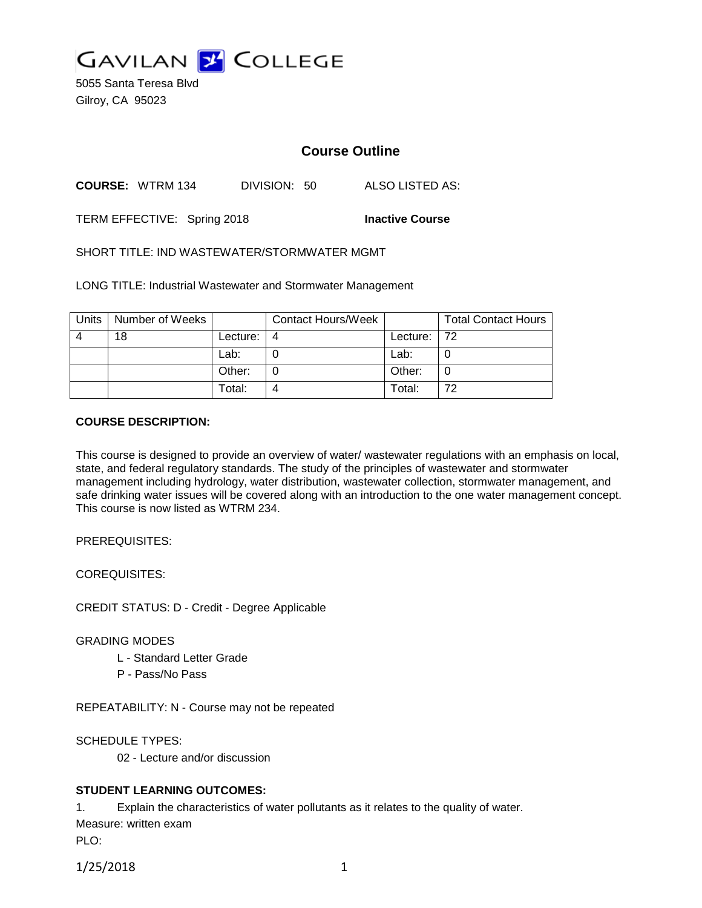GAVILAN COLLEGE

5055 Santa Teresa Blvd
Gilroy, CA 95023

## Course Outline

**COURSE:** WTRM 134 DIVISION: 50 ALSO LISTED AS:

TERM EFFECTIVE: Spring 2018 **Inactive Course**

SHORT TITLE: IND WASTEWATER/STORMWATER MGMT

LONG TITLE: Industrial Wastewater and Stormwater Management

| Units | Number of Weeks | | Contact Hours/Week | | Total Contact Hours |
|---|---|---|---|---|---|
| 4 | 18 | Lecture: | 4 | Lecture: | 72 |
| | | Lab: | 0 | Lab: | 0 |
| | | Other: | 0 | Other: | 0 |
| | | Total: | 4 | Total: | 72 |

**COURSE DESCRIPTION:**

This course is designed to provide an overview of water/ wastewater regulations with an emphasis on local, state, and federal regulatory standards. The study of the principles of wastewater and stormwater management including hydrology, water distribution, wastewater collection, stormwater management, and safe drinking water issues will be covered along with an introduction to the one water management concept. This course is now listed as WTRM 234.

PREREQUISITES:

COREQUISITES:

CREDIT STATUS: D - Credit - Degree Applicable

GRADING MODES

L - Standard Letter Grade
P - Pass/No Pass

REPEATABILITY: N - Course may not be repeated

SCHEDULE TYPES:

02 - Lecture and/or discussion

**STUDENT LEARNING OUTCOMES:**

1. Explain the characteristics of water pollutants as it relates to the quality of water.
Measure: written exam
PLO: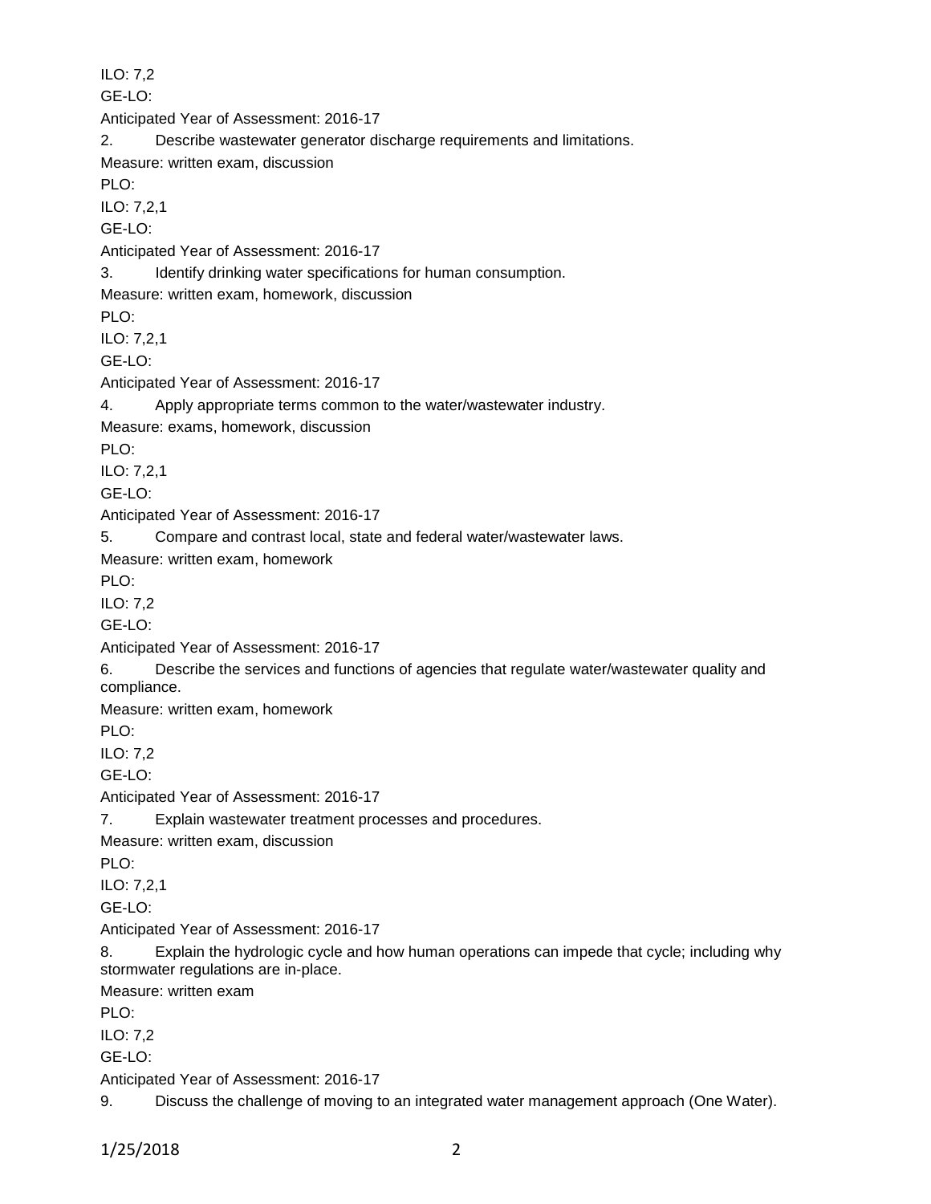ILO: 7,2

GE-LO:

Anticipated Year of Assessment: 2016-17

2. Describe wastewater generator discharge requirements and limitations.

Measure: written exam, discussion

PLO:

ILO: 7,2,1

GE-LO:

Anticipated Year of Assessment: 2016-17

3. Identify drinking water specifications for human consumption.

Measure: written exam, homework, discussion

PLO:

ILO: 7,2,1

GE-LO:

Anticipated Year of Assessment: 2016-17

4. Apply appropriate terms common to the water/wastewater industry.

Measure: exams, homework, discussion

PLO:

ILO: 7,2,1

GE-LO:

Anticipated Year of Assessment: 2016-17

5. Compare and contrast local, state and federal water/wastewater laws.

Measure: written exam, homework

PLO:

ILO: 7,2

GE-LO:

Anticipated Year of Assessment: 2016-17

6. Describe the services and functions of agencies that regulate water/wastewater quality and compliance.

Measure: written exam, homework

PLO:

ILO: 7,2

GE-LO:

Anticipated Year of Assessment: 2016-17

7. Explain wastewater treatment processes and procedures.

Measure: written exam, discussion

PLO:

ILO: 7,2,1

GE-LO:

Anticipated Year of Assessment: 2016-17

8. Explain the hydrologic cycle and how human operations can impede that cycle; including why stormwater regulations are in-place.

Measure: written exam

PLO:

ILO: 7,2

GE-LO:

Anticipated Year of Assessment: 2016-17

9. Discuss the challenge of moving to an integrated water management approach (One Water).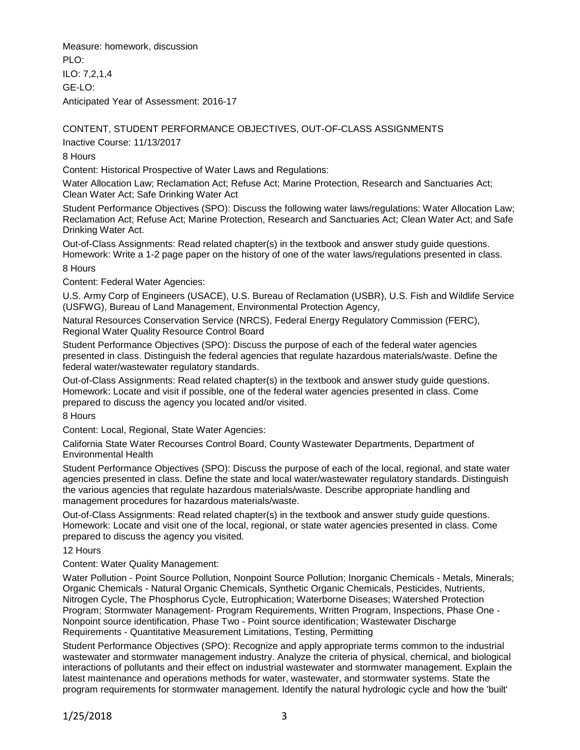Measure: homework, discussion

PLO:

ILO: 7,2,1,4

GE-LO:

Anticipated Year of Assessment: 2016-17

## CONTENT, STUDENT PERFORMANCE OBJECTIVES, OUT-OF-CLASS ASSIGNMENTS

Inactive Course: 11/13/2017

8 Hours

Content: Historical Prospective of Water Laws and Regulations:

Water Allocation Law; Reclamation Act; Refuse Act; Marine Protection, Research and Sanctuaries Act; Clean Water Act; Safe Drinking Water Act

Student Performance Objectives (SPO): Discuss the following water laws/regulations: Water Allocation Law; Reclamation Act; Refuse Act; Marine Protection, Research and Sanctuaries Act; Clean Water Act; and Safe Drinking Water Act.

Out-of-Class Assignments: Read related chapter(s) in the textbook and answer study guide questions. Homework: Write a 1-2 page paper on the history of one of the water laws/regulations presented in class.

8 Hours

Content: Federal Water Agencies:

U.S. Army Corp of Engineers (USACE), U.S. Bureau of Reclamation (USBR), U.S. Fish and Wildlife Service (USFWG), Bureau of Land Management, Environmental Protection Agency,

Natural Resources Conservation Service (NRCS), Federal Energy Regulatory Commission (FERC), Regional Water Quality Resource Control Board

Student Performance Objectives (SPO): Discuss the purpose of each of the federal water agencies presented in class. Distinguish the federal agencies that regulate hazardous materials/waste. Define the federal water/wastewater regulatory standards.

Out-of-Class Assignments: Read related chapter(s) in the textbook and answer study guide questions. Homework: Locate and visit if possible, one of the federal water agencies presented in class. Come prepared to discuss the agency you located and/or visited.

8 Hours

Content: Local, Regional, State Water Agencies:

California State Water Recourses Control Board, County Wastewater Departments, Department of Environmental Health

Student Performance Objectives (SPO): Discuss the purpose of each of the local, regional, and state water agencies presented in class. Define the state and local water/wastewater regulatory standards. Distinguish the various agencies that regulate hazardous materials/waste. Describe appropriate handling and management procedures for hazardous materials/waste.

Out-of-Class Assignments: Read related chapter(s) in the textbook and answer study guide questions. Homework: Locate and visit one of the local, regional, or state water agencies presented in class. Come prepared to discuss the agency you visited.

12 Hours

Content: Water Quality Management:

Water Pollution - Point Source Pollution, Nonpoint Source Pollution; Inorganic Chemicals - Metals, Minerals; Organic Chemicals - Natural Organic Chemicals, Synthetic Organic Chemicals, Pesticides, Nutrients, Nitrogen Cycle, The Phosphorus Cycle, Eutrophication; Waterborne Diseases; Watershed Protection Program; Stormwater Management- Program Requirements, Written Program, Inspections, Phase One - Nonpoint source identification, Phase Two - Point source identification; Wastewater Discharge Requirements - Quantitative Measurement Limitations, Testing, Permitting

Student Performance Objectives (SPO): Recognize and apply appropriate terms common to the industrial wastewater and stormwater management industry. Analyze the criteria of physical, chemical, and biological interactions of pollutants and their effect on industrial wastewater and stormwater management. Explain the latest maintenance and operations methods for water, wastewater, and stormwater systems. State the program requirements for stormwater management. Identify the natural hydrologic cycle and how the 'built'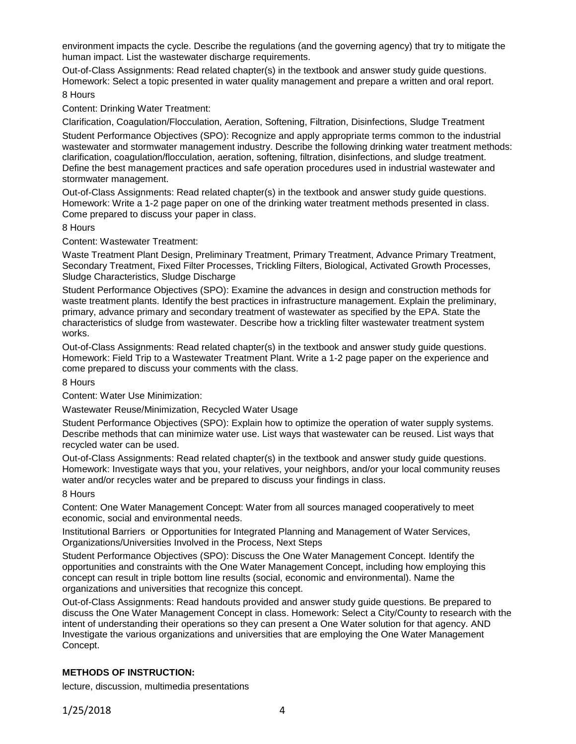environment impacts the cycle. Describe the regulations (and the governing agency) that try to mitigate the human impact. List the wastewater discharge requirements.

Out-of-Class Assignments: Read related chapter(s) in the textbook and answer study guide questions. Homework: Select a topic presented in water quality management and prepare a written and oral report.

8 Hours

Content: Drinking Water Treatment:

Clarification, Coagulation/Flocculation, Aeration, Softening, Filtration, Disinfections, Sludge Treatment

Student Performance Objectives (SPO): Recognize and apply appropriate terms common to the industrial wastewater and stormwater management industry. Describe the following drinking water treatment methods: clarification, coagulation/flocculation, aeration, softening, filtration, disinfections, and sludge treatment. Define the best management practices and safe operation procedures used in industrial wastewater and stormwater management.

Out-of-Class Assignments: Read related chapter(s) in the textbook and answer study guide questions. Homework: Write a 1-2 page paper on one of the drinking water treatment methods presented in class. Come prepared to discuss your paper in class.

8 Hours

Content: Wastewater Treatment:

Waste Treatment Plant Design, Preliminary Treatment, Primary Treatment, Advance Primary Treatment, Secondary Treatment, Fixed Filter Processes, Trickling Filters, Biological, Activated Growth Processes, Sludge Characteristics, Sludge Discharge

Student Performance Objectives (SPO): Examine the advances in design and construction methods for waste treatment plants. Identify the best practices in infrastructure management. Explain the preliminary, primary, advance primary and secondary treatment of wastewater as specified by the EPA. State the characteristics of sludge from wastewater. Describe how a trickling filter wastewater treatment system works.

Out-of-Class Assignments: Read related chapter(s) in the textbook and answer study guide questions. Homework: Field Trip to a Wastewater Treatment Plant. Write a 1-2 page paper on the experience and come prepared to discuss your comments with the class.

8 Hours

Content: Water Use Minimization:

Wastewater Reuse/Minimization, Recycled Water Usage

Student Performance Objectives (SPO): Explain how to optimize the operation of water supply systems. Describe methods that can minimize water use. List ways that wastewater can be reused. List ways that recycled water can be used.

Out-of-Class Assignments: Read related chapter(s) in the textbook and answer study guide questions. Homework: Investigate ways that you, your relatives, your neighbors, and/or your local community reuses water and/or recycles water and be prepared to discuss your findings in class.

8 Hours

Content: One Water Management Concept: Water from all sources managed cooperatively to meet economic, social and environmental needs.

Institutional Barriers or Opportunities for Integrated Planning and Management of Water Services, Organizations/Universities Involved in the Process, Next Steps

Student Performance Objectives (SPO): Discuss the One Water Management Concept. Identify the opportunities and constraints with the One Water Management Concept, including how employing this concept can result in triple bottom line results (social, economic and environmental). Name the organizations and universities that recognize this concept.

Out-of-Class Assignments: Read handouts provided and answer study guide questions. Be prepared to discuss the One Water Management Concept in class. Homework: Select a City/County to research with the intent of understanding their operations so they can present a One Water solution for that agency. AND Investigate the various organizations and universities that are employing the One Water Management Concept.

### METHODS OF INSTRUCTION:

lecture, discussion, multimedia presentations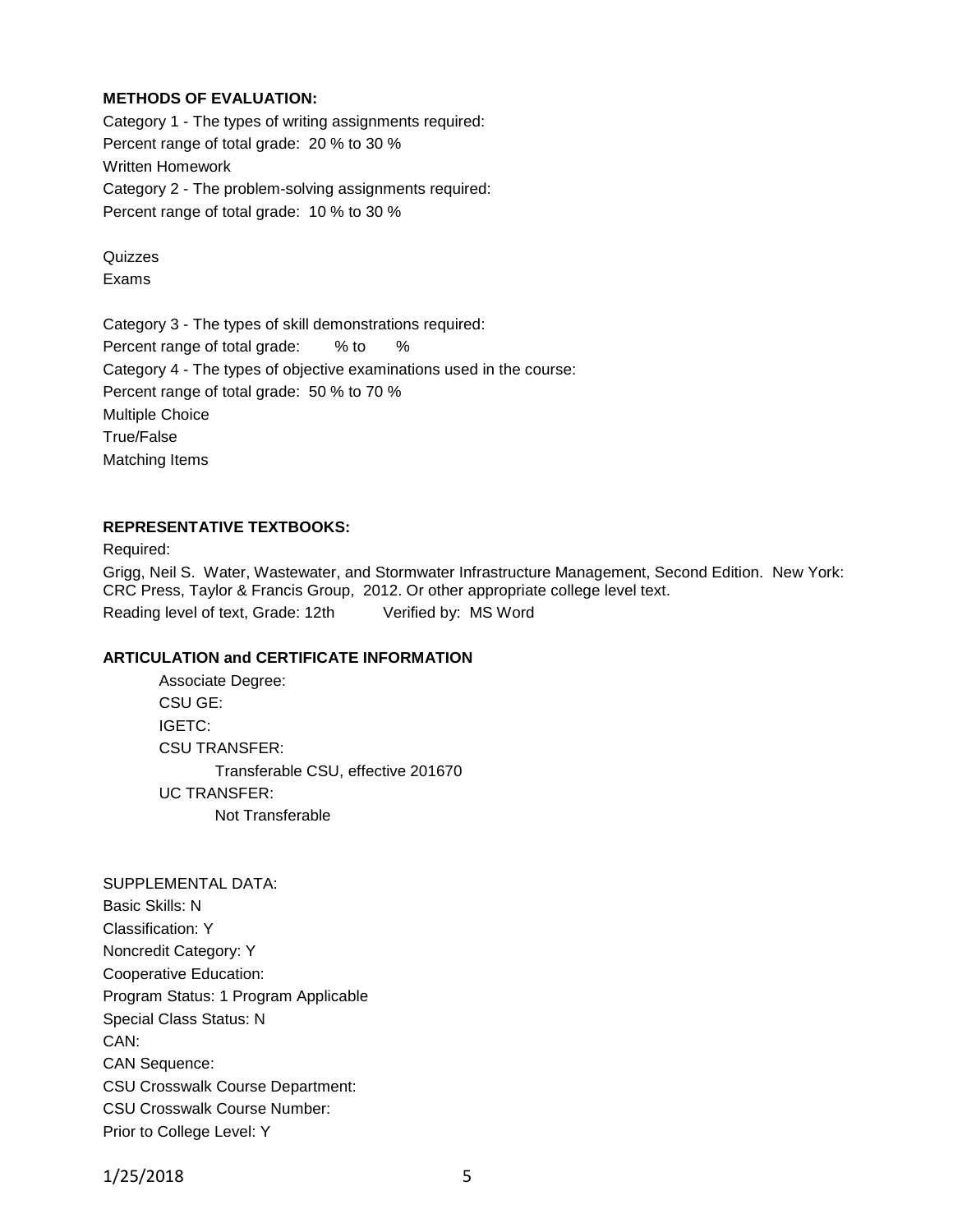**METHODS OF EVALUATION:**

Category 1 - The types of writing assignments required:
Percent range of total grade: 20 % to 30 %
Written Homework
Category 2 - The problem-solving assignments required:
Percent range of total grade: 10 % to 30 %

Quizzes
Exams

Category 3 - The types of skill demonstrations required:
Percent range of total grade: % to %
Category 4 - The types of objective examinations used in the course:
Percent range of total grade: 50 % to 70 %
Multiple Choice
True/False
Matching Items

**REPRESENTATIVE TEXTBOOKS:**

Required:
Grigg, Neil S. Water, Wastewater, and Stormwater Infrastructure Management, Second Edition. New York: CRC Press, Taylor & Francis Group, 2012. Or other appropriate college level text.
Reading level of text, Grade: 12th Verified by: MS Word

**ARTICULATION and CERTIFICATE INFORMATION**

Associate Degree:
CSU GE:
IGETC:
CSU TRANSFER:
  Transferable CSU, effective 201670
UC TRANSFER:
  Not Transferable

SUPPLEMENTAL DATA:
Basic Skills: N
Classification: Y
Noncredit Category: Y
Cooperative Education:
Program Status: 1 Program Applicable
Special Class Status: N
CAN:
CAN Sequence:
CSU Crosswalk Course Department:
CSU Crosswalk Course Number:
Prior to College Level: Y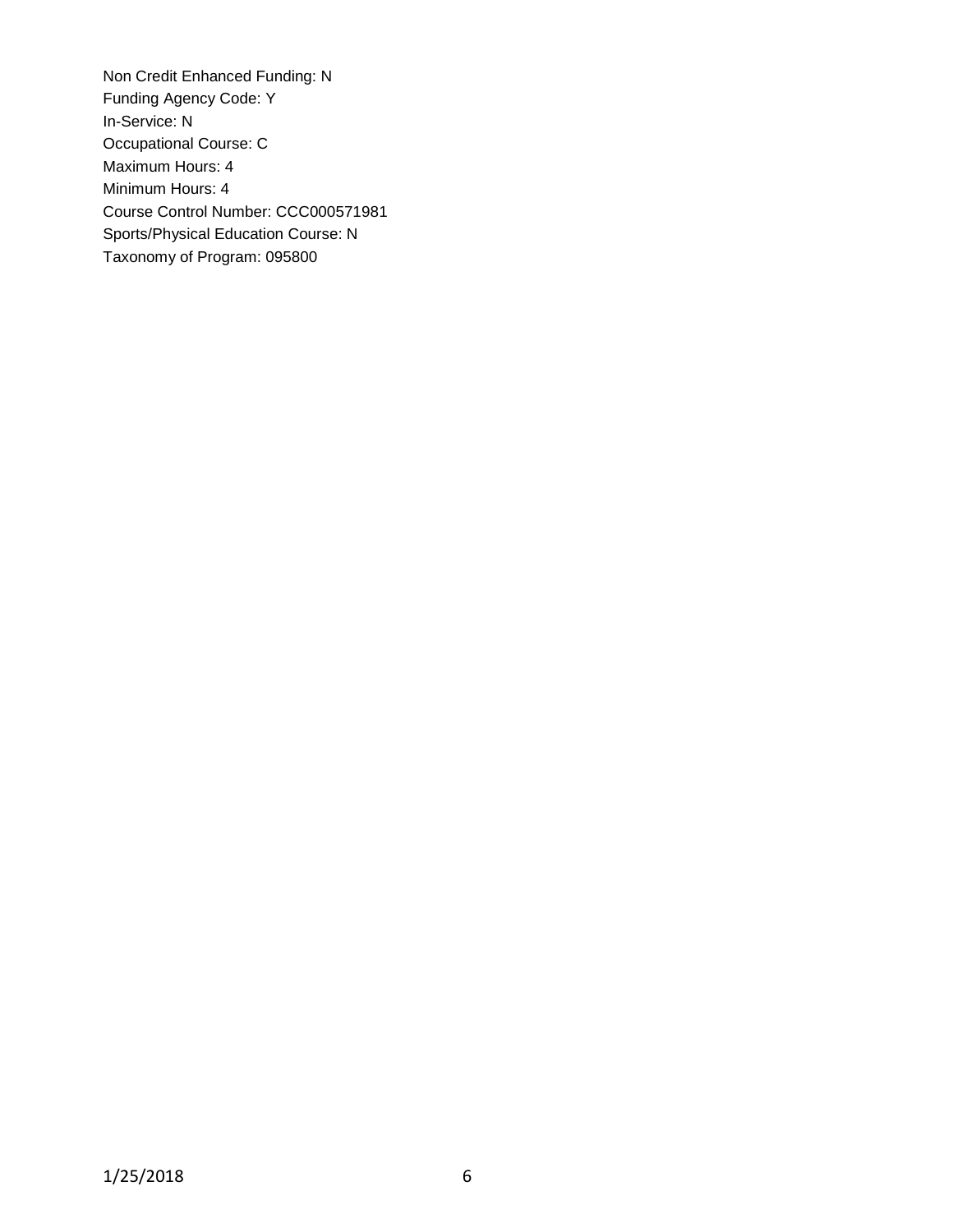Non Credit Enhanced Funding: N
Funding Agency Code: Y
In-Service: N
Occupational Course: C
Maximum Hours: 4
Minimum Hours: 4
Course Control Number: CCC000571981
Sports/Physical Education Course: N
Taxonomy of Program: 095800